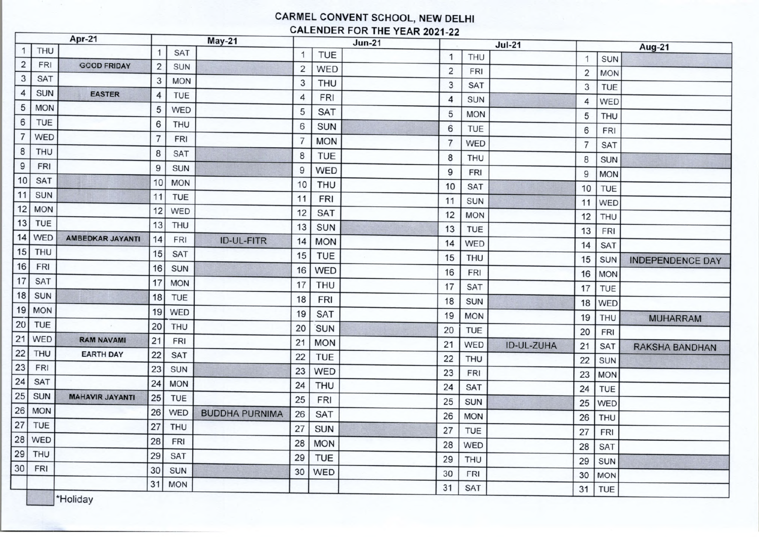# CARMEL CONVENT SCHOOL, NEW DELHI

## CALENDER FOR THE YEAR 2021-22

| Apr-21 | | | May-21 | | | Jun-21 | | | Jul-21 | | | Aug-21 | | |
|---|---|---|---|---|---|---|---|---|---|---|---|---|---|---|
| 1 | THU | | 1 | SAT | | 1 | TUE | | 1 | THU | | 1 | SUN | |
| 2 | FRI | GOOD FRIDAY | 2 | SUN | | 2 | WED | | 2 | FRI | | 2 | MON | |
| 3 | SAT | | 3 | MON | | 3 | THU | | 3 | SAT | | 3 | TUE | |
| 4 | SUN | EASTER | 4 | TUE | | 4 | FRI | | 4 | SUN | | 4 | WED | |
| 5 | MON | | 5 | WED | | 5 | SAT | | 5 | MON | | 5 | THU | |
| 6 | TUE | | 6 | THU | | 6 | SUN | | 6 | TUE | | 6 | FRI | |
| 7 | WED | | 7 | FRI | | 7 | MON | | 7 | WED | | 7 | SAT | |
| 8 | THU | | 8 | SAT | | 8 | TUE | | 8 | THU | | 8 | SUN | |
| 9 | FRI | | 9 | SUN | | 9 | WED | | 9 | FRI | | 9 | MON | |
| 10 | SAT | | 10 | MON | | 10 | THU | | 10 | SAT | | 10 | TUE | |
| 11 | SUN | | 11 | TUE | | 11 | FRI | | 11 | SUN | | 11 | WED | |
| 12 | MON | | 12 | WED | | 12 | SAT | | 12 | MON | | 12 | THU | |
| 13 | TUE | | 13 | THU | | 13 | SUN | | 13 | TUE | | 13 | FRI | |
| 14 | WED | AMBEDKAR JAYANTI | 14 | FRI | ID-UL-FITR | 14 | MON | | 14 | WED | | 14 | SAT | |
| 15 | THU | | 15 | SAT | | 15 | TUE | | 15 | THU | | 15 | SUN | INDEPENDENCE DAY |
| 16 | FRI | | 16 | SUN | | 16 | WED | | 16 | FRI | | 16 | MON | |
| 17 | SAT | | 17 | MON | | 17 | THU | | 17 | SAT | | 17 | TUE | |
| 18 | SUN | | 18 | TUE | | 18 | FRI | | 18 | SUN | | 18 | WED | |
| 19 | MON | | 19 | WED | | 19 | SAT | | 19 | MON | | 19 | THU | MUHARRAM |
| 20 | TUE | | 20 | THU | | 20 | SUN | | 20 | TUE | | 20 | FRI | |
| 21 | WED | RAM NAVAMI | 21 | FRI | | 21 | MON | | 21 | WED | ID-UL-ZUHA | 21 | SAT | RAKSHA BANDHAN |
| 22 | THU | EARTH DAY | 22 | SAT | | 22 | TUE | | 22 | THU | | 22 | SUN | |
| 23 | FRI | | 23 | SUN | | 23 | WED | | 23 | FRI | | 23 | MON | |
| 24 | SAT | | 24 | MON | | 24 | THU | | 24 | SAT | | 24 | TUE | |
| 25 | SUN | MAHAVIR JAYANTI | 25 | TUE | | 25 | FRI | | 25 | SUN | | 25 | WED | |
| 26 | MON | | 26 | WED | BUDDHA PURNIMA | 26 | SAT | | 26 | MON | | 26 | THU | |
| 27 | TUE | | 27 | THU | | 27 | SUN | | 27 | TUE | | 27 | FRI | |
| 28 | WED | | 28 | FRI | | 28 | MON | | 28 | WED | | 28 | SAT | |
| 29 | THU | | 29 | SAT | | 29 | TUE | | 29 | THU | | 29 | SUN | |
| 30 | FRI | | 30 | SUN | | 30 | WED | | 30 | FRI | | 30 | MON | |
| | | | 31 | MON | | | | | 31 | SAT | | 31 | TUE | |

*Holiday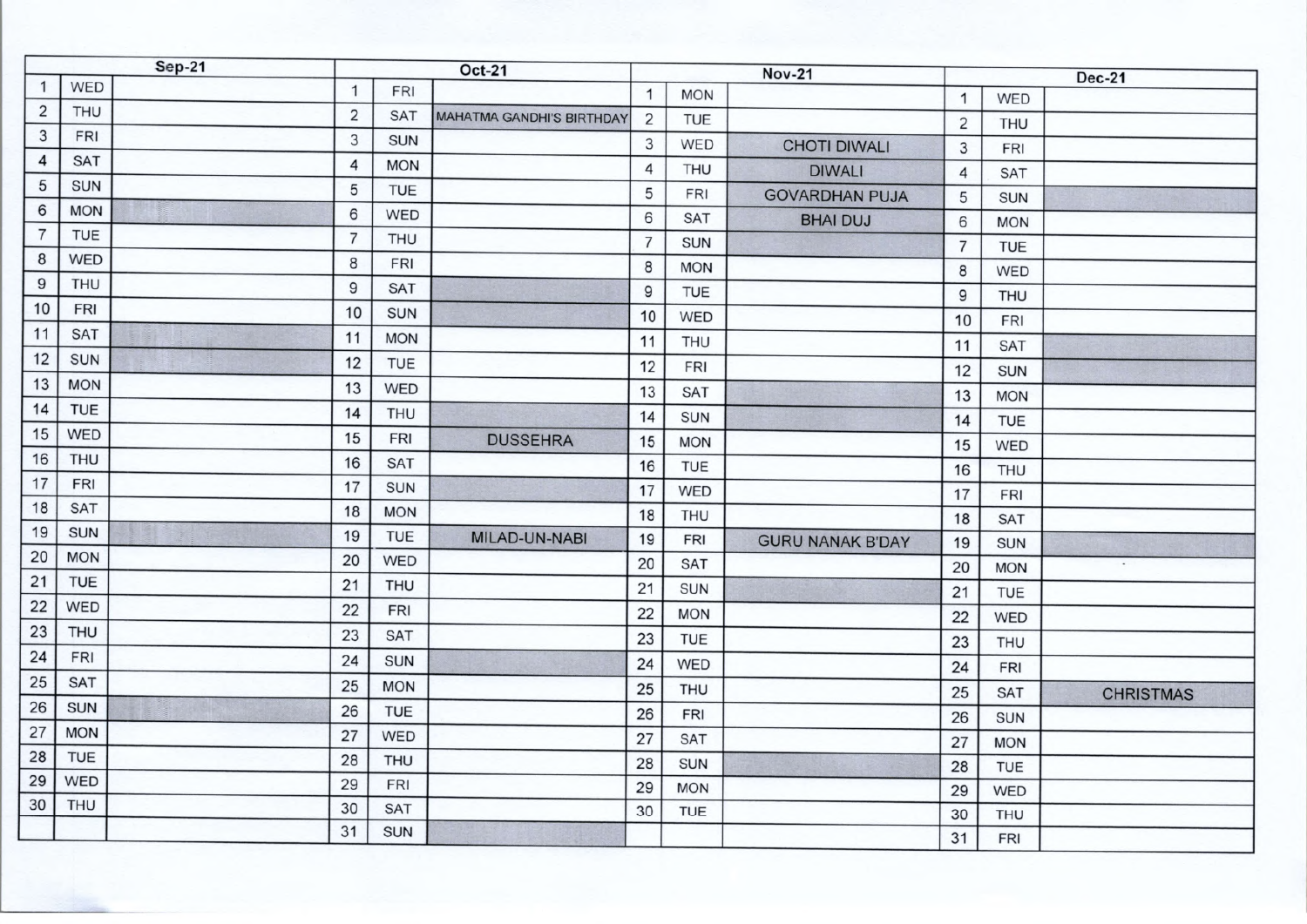| Sep-21 | | | Oct-21 | | | Nov-21 | | | Dec-21 | | |
|---|---|---|---|---|---|---|---|---|---|---|---|
| 1 | WED | | 1 | FRI | | 1 | MON | | 1 | WED | |
| 2 | THU | | 2 | SAT | MAHATMA GANDHI'S BIRTHDAY | 2 | TUE | | 2 | THU | |
| 3 | FRI | | 3 | SUN | | 3 | WED | CHOTI DIWALI | 3 | FRI | |
| 4 | SAT | | 4 | MON | | 4 | THU | DIWALI | 4 | SAT | |
| 5 | SUN | | 5 | TUE | | 5 | FRI | GOVARDHAN PUJA | 5 | SUN | |
| 6 | MON | | 6 | WED | | 6 | SAT | BHAI DUJ | 6 | MON | |
| 7 | TUE | | 7 | THU | | 7 | SUN | | 7 | TUE | |
| 8 | WED | | 8 | FRI | | 8 | MON | | 8 | WED | |
| 9 | THU | | 9 | SAT | | 9 | TUE | | 9 | THU | |
| 10 | FRI | | 10 | SUN | | 10 | WED | | 10 | FRI | |
| 11 | SAT | | 11 | MON | | 11 | THU | | 11 | SAT | |
| 12 | SUN | | 12 | TUE | | 12 | FRI | | 12 | SUN | |
| 13 | MON | | 13 | WED | | 13 | SAT | | 13 | MON | |
| 14 | TUE | | 14 | THU | | 14 | SUN | | 14 | TUE | |
| 15 | WED | | 15 | FRI | DUSSEHRA | 15 | MON | | 15 | WED | |
| 16 | THU | | 16 | SAT | | 16 | TUE | | 16 | THU | |
| 17 | FRI | | 17 | SUN | | 17 | WED | | 17 | FRI | |
| 18 | SAT | | 18 | MON | | 18 | THU | | 18 | SAT | |
| 19 | SUN | | 19 | TUE | MILAD-UN-NABI | 19 | FRI | GURU NANAK B'DAY | 19 | SUN | |
| 20 | MON | | 20 | WED | | 20 | SAT | | 20 | MON | |
| 21 | TUE | | 21 | THU | | 21 | SUN | | 21 | TUE | |
| 22 | WED | | 22 | FRI | | 22 | MON | | 22 | WED | |
| 23 | THU | | 23 | SAT | | 23 | TUE | | 23 | THU | |
| 24 | FRI | | 24 | SUN | | 24 | WED | | 24 | FRI | |
| 25 | SAT | | 25 | MON | | 25 | THU | | 25 | SAT | CHRISTMAS |
| 26 | SUN | | 26 | TUE | | 26 | FRI | | 26 | SUN | |
| 27 | MON | | 27 | WED | | 27 | SAT | | 27 | MON | |
| 28 | TUE | | 28 | THU | | 28 | SUN | | 28 | TUE | |
| 29 | WED | | 29 | FRI | | 29 | MON | | 29 | WED | |
| 30 | THU | | 30 | SAT | | 30 | TUE | | 30 | THU | |
| | | | 31 | SUN | | | | | 31 | FRI | |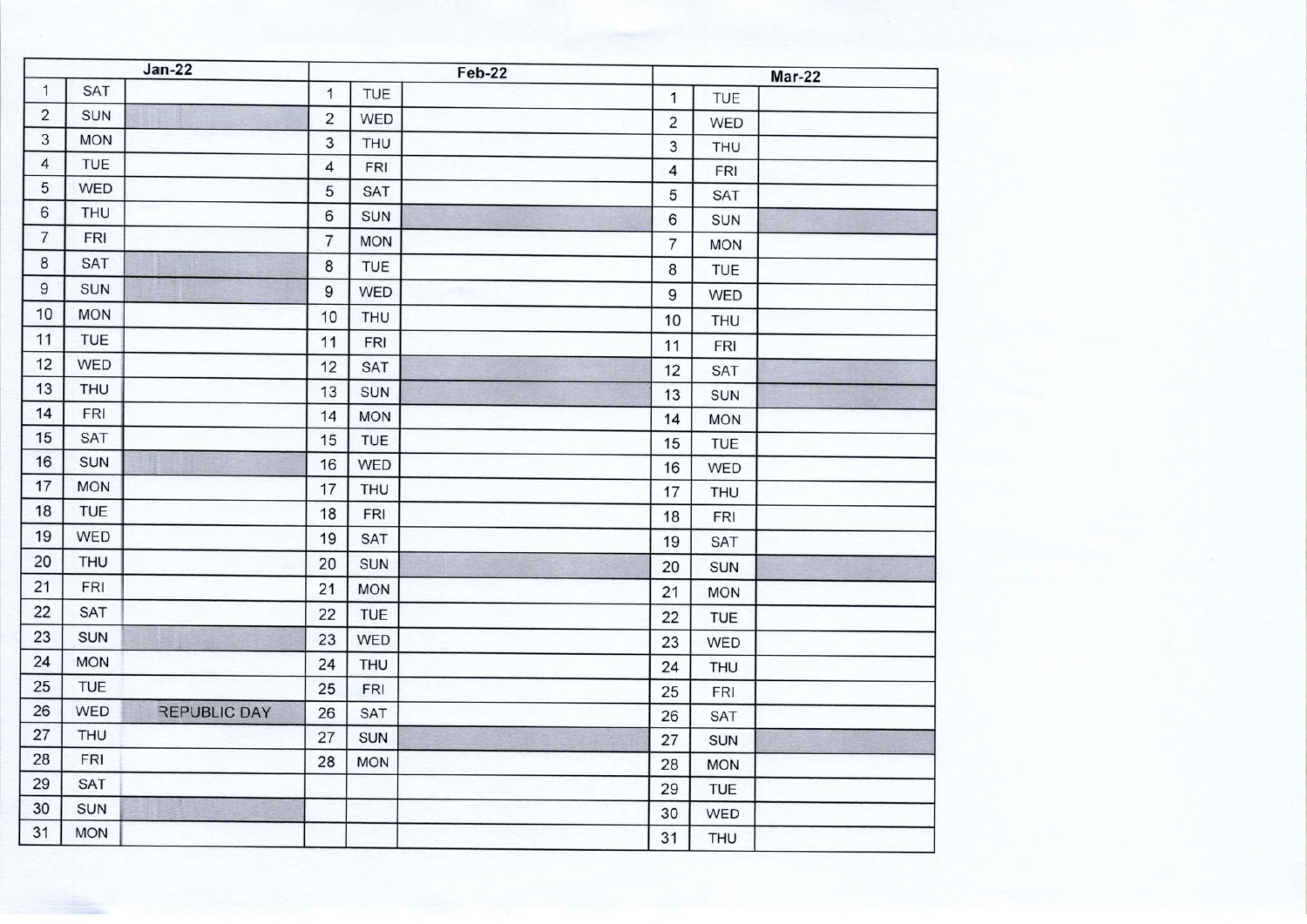| Jan-22 | | | Feb-22 | | | Mar-22 | | |
|---|---|---|---|---|---|---|---|---|
| 1 | SAT | | 1 | TUE | | 1 | TUE | |
| 2 | SUN | | 2 | WED | | 2 | WED | |
| 3 | MON | | 3 | THU | | 3 | THU | |
| 4 | TUE | | 4 | FRI | | 4 | FRI | |
| 5 | WED | | 5 | SAT | | 5 | SAT | |
| 6 | THU | | 6 | SUN | | 6 | SUN | |
| 7 | FRI | | 7 | MON | | 7 | MON | |
| 8 | SAT | | 8 | TUE | | 8 | TUE | |
| 9 | SUN | | 9 | WED | | 9 | WED | |
| 10 | MON | | 10 | THU | | 10 | THU | |
| 11 | TUE | | 11 | FRI | | 11 | FRI | |
| 12 | WED | | 12 | SAT | | 12 | SAT | |
| 13 | THU | | 13 | SUN | | 13 | SUN | |
| 14 | FRI | | 14 | MON | | 14 | MON | |
| 15 | SAT | | 15 | TUE | | 15 | TUE | |
| 16 | SUN | | 16 | WED | | 16 | WED | |
| 17 | MON | | 17 | THU | | 17 | THU | |
| 18 | TUE | | 18 | FRI | | 18 | FRI | |
| 19 | WED | | 19 | SAT | | 19 | SAT | |
| 20 | THU | | 20 | SUN | | 20 | SUN | |
| 21 | FRI | | 21 | MON | | 21 | MON | |
| 22 | SAT | | 22 | TUE | | 22 | TUE | |
| 23 | SUN | | 23 | WED | | 23 | WED | |
| 24 | MON | | 24 | THU | | 24 | THU | |
| 25 | TUE | | 25 | FRI | | 25 | FRI | |
| 26 | WED | REPUBLIC DAY | 26 | SAT | | 26 | SAT | |
| 27 | THU | | 27 | SUN | | 27 | SUN | |
| 28 | FRI | | 28 | MON | | 28 | MON | |
| 29 | SAT | | | | | 29 | TUE | |
| 30 | SUN | | | | | 30 | WED | |
| 31 | MON | | | | | 31 | THU | |